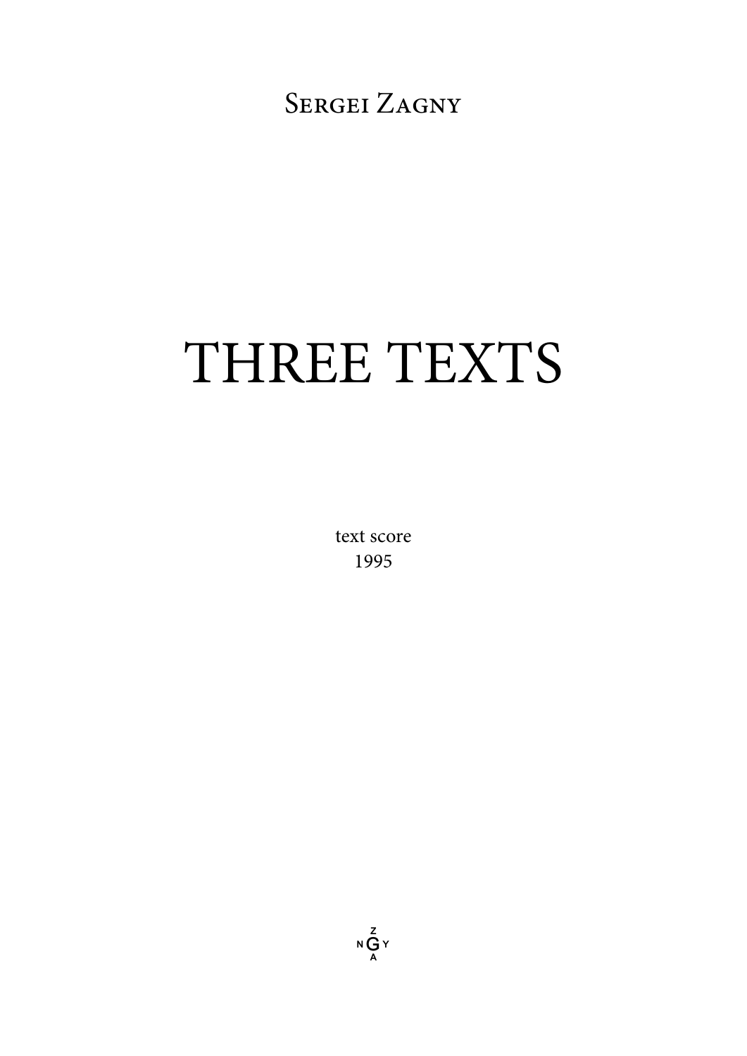Sergei Zagny

# THREE TEXTS

text score
1995

Z
N G Y
A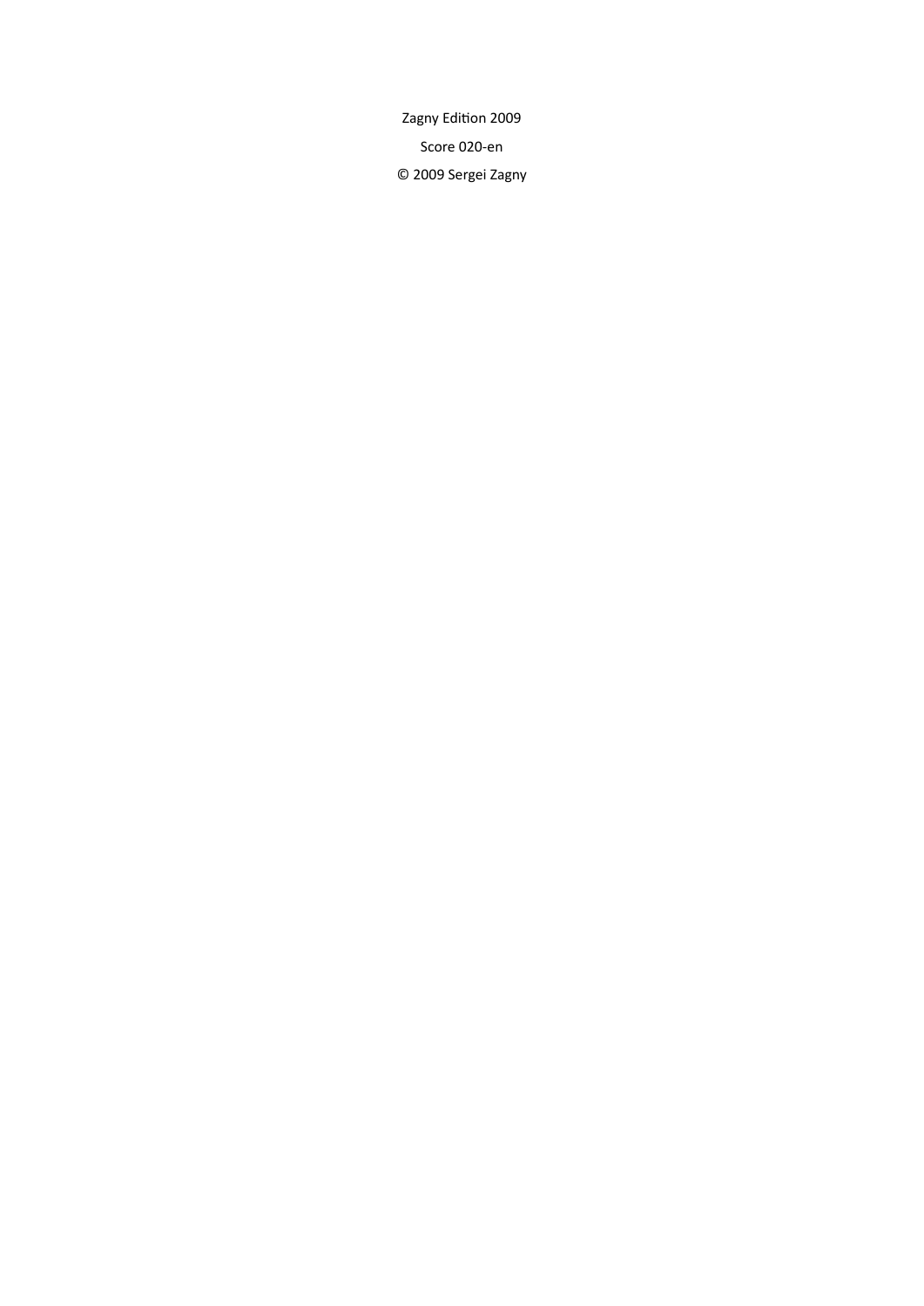Zagny Edition 2009

Score 020-en

© 2009 Sergei Zagny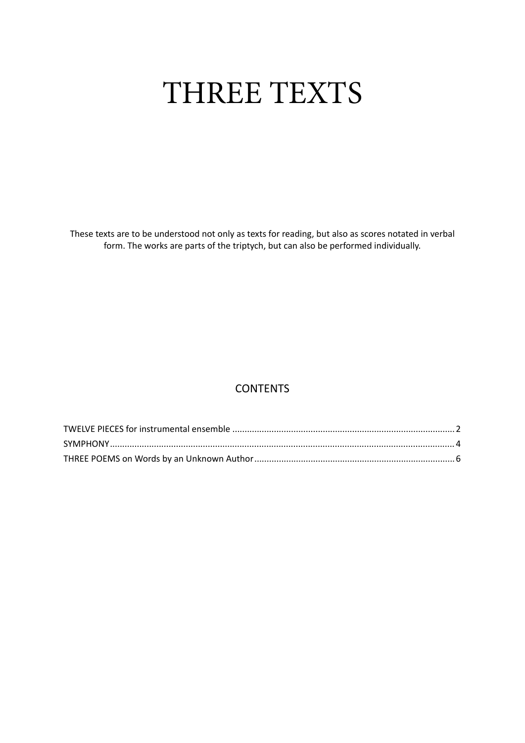# THREE TEXTS

These texts are to be understood not only as texts for reading, but also as scores notated in verbal form. The works are parts of the triptych, but can also be performed individually.

## CONTENTS

- TWELVE PIECES for instrumental ensemble .......... 2
- SYMPHONY .......... 4
- THREE POEMS on Words by an Unknown Author .......... 6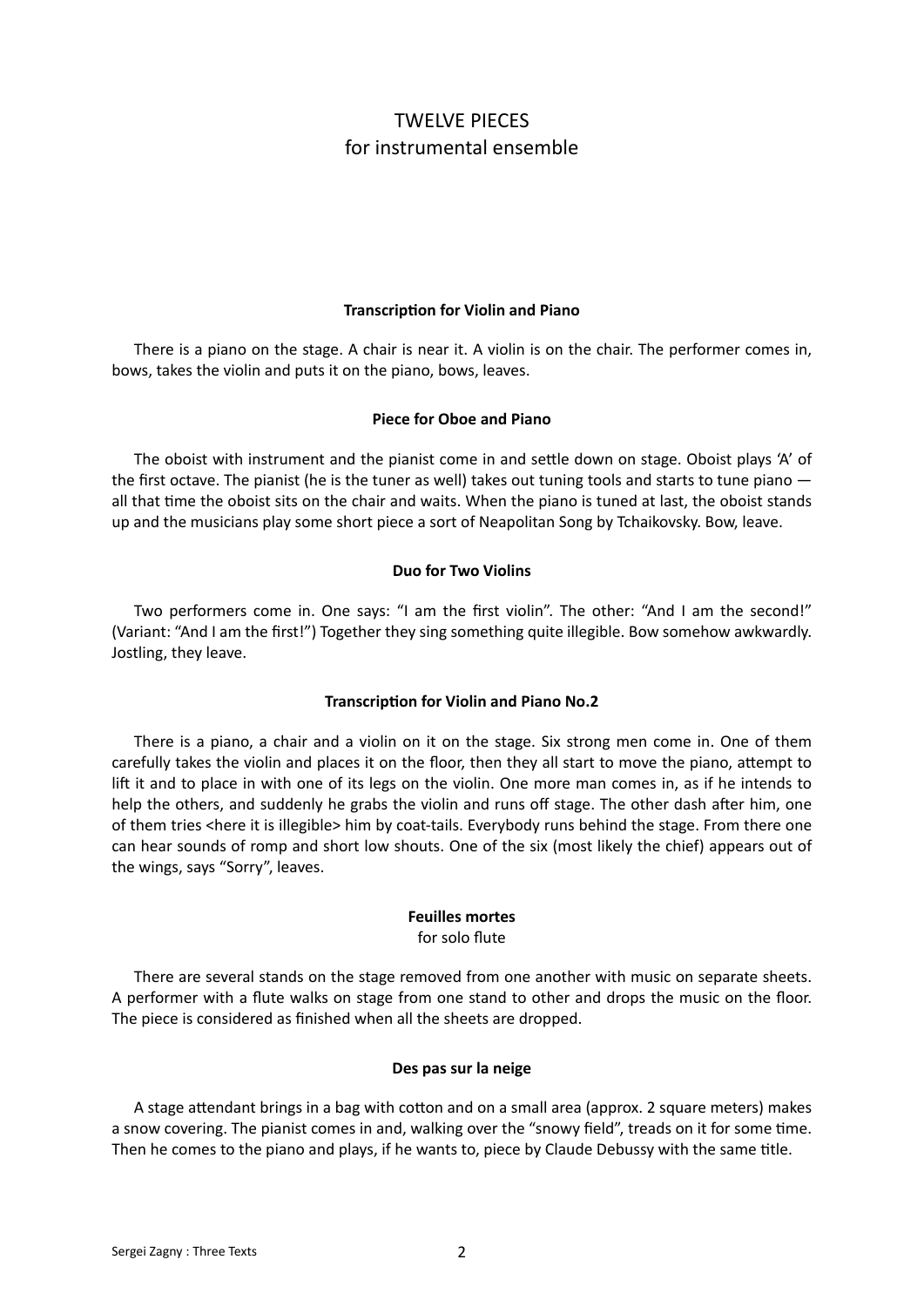# TWELVE PIECES
for instrumental ensemble

### Transcription for Violin and Piano

There is a piano on the stage. A chair is near it. A violin is on the chair. The performer comes in, bows, takes the violin and puts it on the piano, bows, leaves.

### Piece for Oboe and Piano

The oboist with instrument and the pianist come in and settle down on stage. Oboist plays 'A' of the first octave. The pianist (he is the tuner as well) takes out tuning tools and starts to tune piano — all that time the oboist sits on the chair and waits. When the piano is tuned at last, the oboist stands up and the musicians play some short piece a sort of Neapolitan Song by Tchaikovsky. Bow, leave.

### Duo for Two Violins

Two performers come in. One says: "I am the first violin". The other: "And I am the second!" (Variant: "And I am the first!") Together they sing something quite illegible. Bow somehow awkwardly. Jostling, they leave.

### Transcription for Violin and Piano No.2

There is a piano, a chair and a violin on it on the stage. Six strong men come in. One of them carefully takes the violin and places it on the floor, then they all start to move the piano, attempt to lift it and to place in with one of its legs on the violin. One more man comes in, as if he intends to help the others, and suddenly he grabs the violin and runs off stage. The other dash after him, one of them tries <here it is illegible> him by coat-tails. Everybody runs behind the stage. From there one can hear sounds of romp and short low shouts. One of the six (most likely the chief) appears out of the wings, says "Sorry", leaves.

### Feuilles mortes
for solo flute

There are several stands on the stage removed from one another with music on separate sheets. A performer with a flute walks on stage from one stand to other and drops the music on the floor. The piece is considered as finished when all the sheets are dropped.

### Des pas sur la neige

A stage attendant brings in a bag with cotton and on a small area (approx. 2 square meters) makes a snow covering. The pianist comes in and, walking over the "snowy field", treads on it for some time. Then he comes to the piano and plays, if he wants to, piece by Claude Debussy with the same title.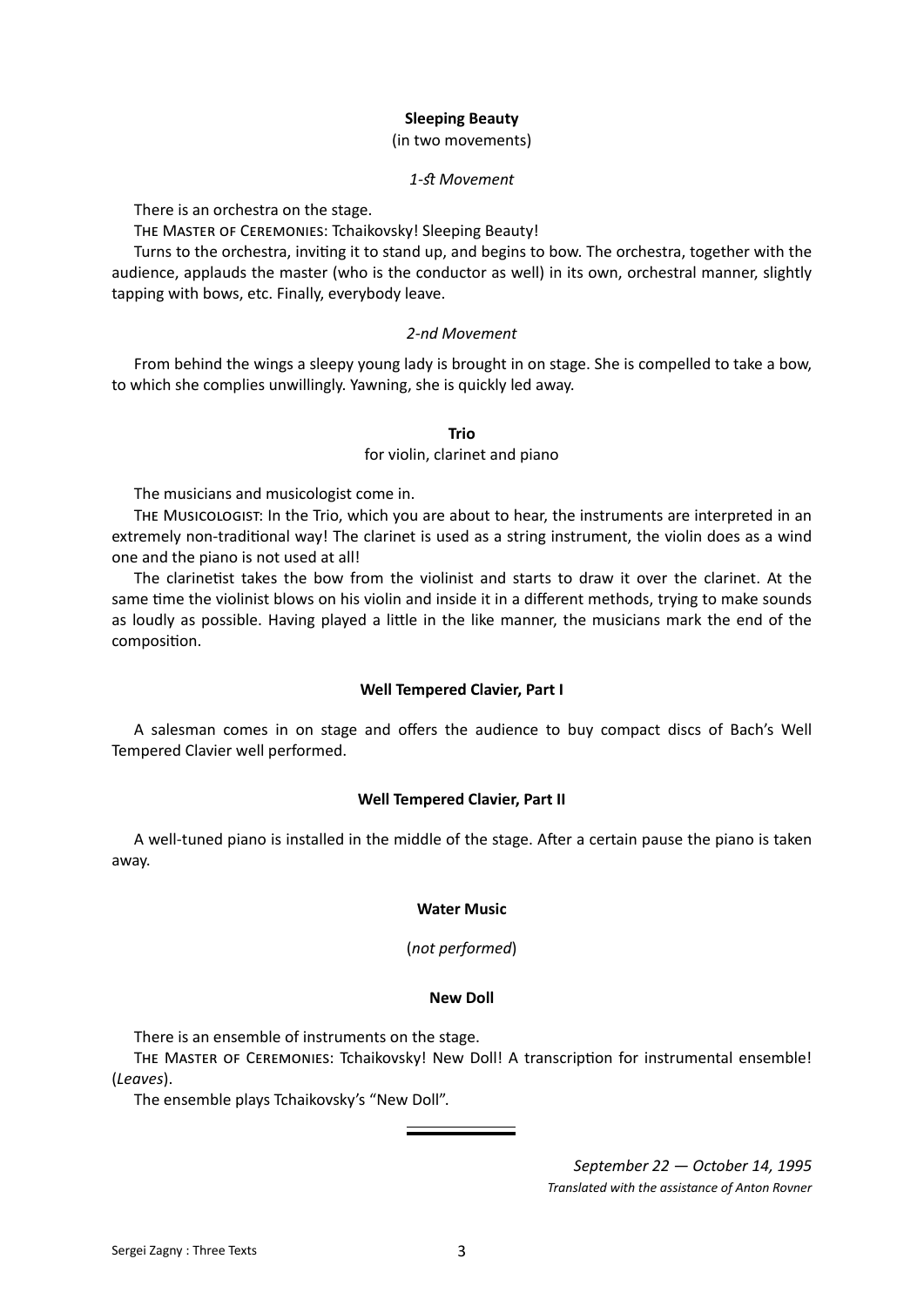**Sleeping Beauty**

(in two movements)

*1-st Movement*

There is an orchestra on the stage.

The Master of Ceremonies: Tchaikovsky! Sleeping Beauty!

Turns to the orchestra, inviting it to stand up, and begins to bow. The orchestra, together with the audience, applauds the master (who is the conductor as well) in its own, orchestral manner, slightly tapping with bows, etc. Finally, everybody leave.

*2-nd Movement*

From behind the wings a sleepy young lady is brought in on stage. She is compelled to take a bow, to which she complies unwillingly. Yawning, she is quickly led away.

**Trio**

for violin, clarinet and piano

The musicians and musicologist come in.

The Musicologist: In the Trio, which you are about to hear, the instruments are interpreted in an extremely non-traditional way! The clarinet is used as a string instrument, the violin does as a wind one and the piano is not used at all!

The clarinetist takes the bow from the violinist and starts to draw it over the clarinet. At the same time the violinist blows on his violin and inside it in a different methods, trying to make sounds as loudly as possible. Having played a little in the like manner, the musicians mark the end of the composition.

**Well Tempered Clavier, Part I**

A salesman comes in on stage and offers the audience to buy compact discs of Bach's Well Tempered Clavier well performed.

**Well Tempered Clavier, Part II**

A well-tuned piano is installed in the middle of the stage. After a certain pause the piano is taken away.

**Water Music**

(*not performed*)

**New Doll**

There is an ensemble of instruments on the stage.

The Master of Ceremonies: Tchaikovsky! New Doll! A transcription for instrumental ensemble! (*Leaves*).

The ensemble plays Tchaikovsky's "New Doll".

---

*September 22 — October 14, 1995*

*Translated with the assistance of Anton Rovner*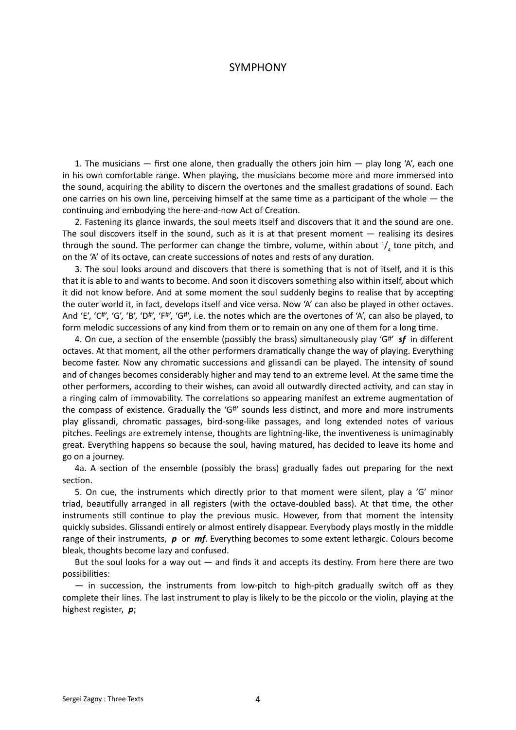# SYMPHONY

1. The musicians — first one alone, then gradually the others join him — play long 'A', each one in his own comfortable range. When playing, the musicians become more and more immersed into the sound, acquiring the ability to discern the overtones and the smallest gradations of sound. Each one carries on his own line, perceiving himself at the same time as a participant of the whole — the continuing and embodying the here-and-now Act of Creation.

2. Fastening its glance inwards, the soul meets itself and discovers that it and the sound are one. The soul discovers itself in the sound, such as it is at that present moment — realising its desires through the sound. The performer can change the timbre, volume, within about $^1/_4$ tone pitch, and on the 'A' of its octave, can create successions of notes and rests of any duration.

3. The soul looks around and discovers that there is something that is not of itself, and it is this that it is able to and wants to become. And soon it discovers something also within itself, about which it did not know before. And at some moment the soul suddenly begins to realise that by accepting the outer world it, in fact, develops itself and vice versa. Now 'A' can also be played in other octaves. And 'E', 'C#', 'G', 'B', 'D#', 'F#', 'G#', i.e. the notes which are the overtones of 'A', can also be played, to form melodic successions of any kind from them or to remain on any one of them for a long time.

4. On cue, a section of the ensemble (possibly the brass) simultaneously play 'G#' ***sf*** in different octaves. At that moment, all the other performers dramatically change the way of playing. Everything become faster. Now any chromatic successions and glissandi can be played. The intensity of sound and of changes becomes considerably higher and may tend to an extreme level. At the same time the other performers, according to their wishes, can avoid all outwardly directed activity, and can stay in a ringing calm of immovability. The correlations so appearing manifest an extreme augmentation of the compass of existence. Gradually the 'G#' sounds less distinct, and more and more instruments play glissandi, chromatic passages, bird-song-like passages, and long extended notes of various pitches. Feelings are extremely intense, thoughts are lightning-like, the inventiveness is unimaginably great. Everything happens so because the soul, having matured, has decided to leave its home and go on a journey.

4a. A section of the ensemble (possibly the brass) gradually fades out preparing for the next section.

5. On cue, the instruments which directly prior to that moment were silent, play a 'G' minor triad, beautifully arranged in all registers (with the octave-doubled bass). At that time, the other instruments still continue to play the previous music. However, from that moment the intensity quickly subsides. Glissandi entirely or almost entirely disappear. Everybody plays mostly in the middle range of their instruments, ***p*** or ***mf***. Everything becomes to some extent lethargic. Colours become bleak, thoughts become lazy and confused.

But the soul looks for a way out — and finds it and accepts its destiny. From here there are two possibilities:

— in succession, the instruments from low-pitch to high-pitch gradually switch off as they complete their lines. The last instrument to play is likely to be the piccolo or the violin, playing at the highest register, ***p***;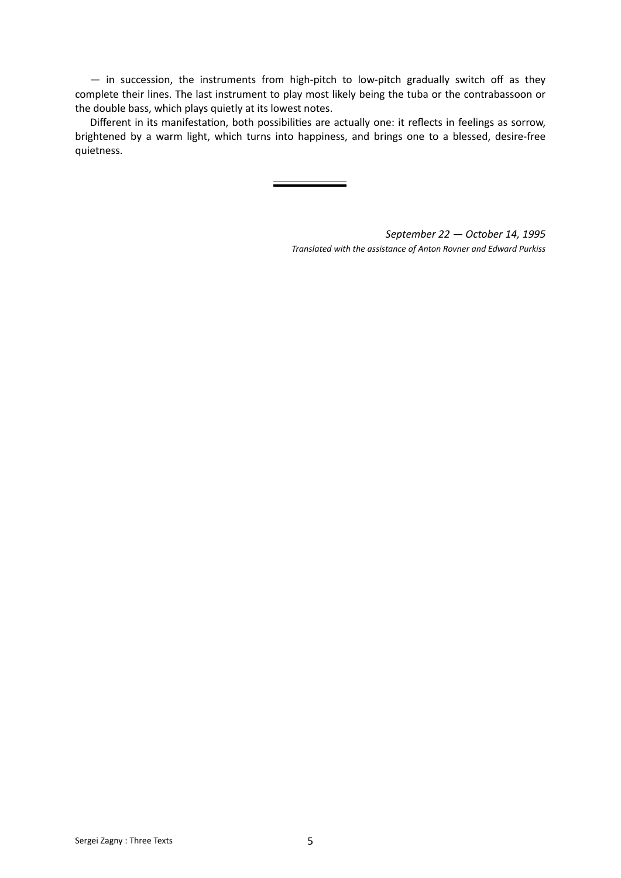— in succession, the instruments from high-pitch to low-pitch gradually switch off as they complete their lines. The last instrument to play most likely being the tuba or the contrabassoon or the double bass, which plays quietly at its lowest notes.

Different in its manifestation, both possibilities are actually one: it reflects in feelings as sorrow, brightened by a warm light, which turns into happiness, and brings one to a blessed, desire-free quietness.

---

*September 22 — October 14, 1995*

*Translated with the assistance of Anton Rovner and Edward Purkiss*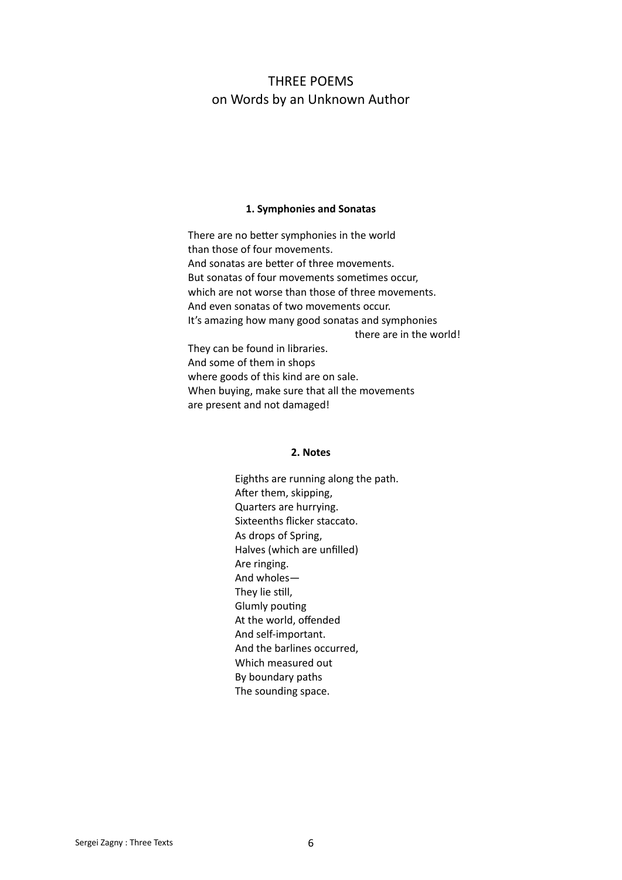# THREE POEMS
## on Words by an Unknown Author

### 1. Symphonies and Sonatas

There are no better symphonies in the world  
than those of four movements.  
And sonatas are better of three movements.  
But sonatas of four movements sometimes occur,  
which are not worse than those of three movements.  
And even sonatas of two movements occur.  
It's amazing how many good sonatas and symphonies  
there are in the world!  
They can be found in libraries.  
And some of them in shops  
where goods of this kind are on sale.  
When buying, make sure that all the movements  
are present and not damaged!

### 2. Notes

Eighths are running along the path.  
After them, skipping,  
Quarters are hurrying.  
Sixteenths flicker staccato.  
As drops of Spring,  
Halves (which are unfilled)  
Are ringing.  
And wholes—  
They lie still,  
Glumly pouting  
At the world, offended  
And self-important.  
And the barlines occurred,  
Which measured out  
By boundary paths  
The sounding space.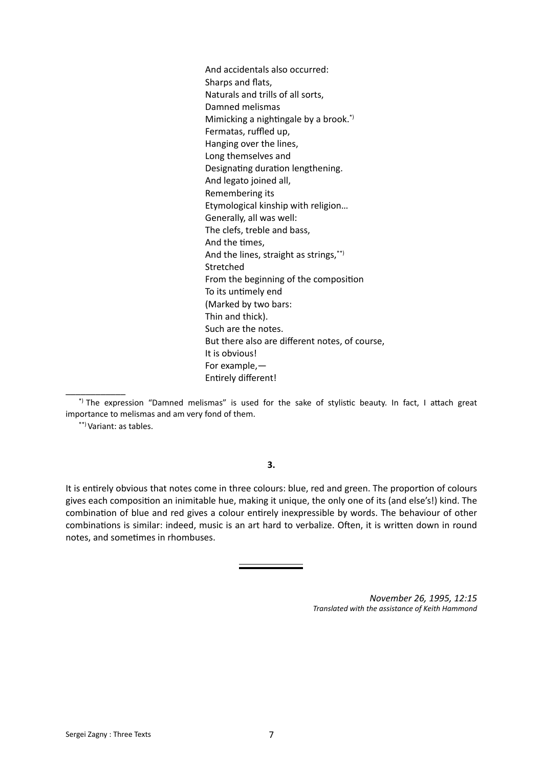And accidentals also occurred:  
Sharps and flats,  
Naturals and trills of all sorts,  
Damned melismas  
Mimicking a nightingale by a brook.[*)]  
Fermatas, ruffled up,  
Hanging over the lines,  
Long themselves and  
Designating duration lengthening.  
And legato joined all,  
Remembering its  
Etymological kinship with religion…  
Generally, all was well:  
The clefs, treble and bass,  
And the times,  
And the lines, straight as strings,[**)]  
Stretched  
From the beginning of the composition  
To its untimely end  
(Marked by two bars:  
Thin and thick).  
Such are the notes.  
But there also are different notes, of course,  
It is obvious!  
For example,—  
Entirely different!

---

[*)] The expression "Damned melismas" is used for the sake of stylistic beauty. In fact, I attach great importance to melismas and am very fond of them.

[**)] Variant: as tables.

**3.**

It is entirely obvious that notes come in three colours: blue, red and green. The proportion of colours gives each composition an inimitable hue, making it unique, the only one of its (and else's!) kind. The combination of blue and red gives a colour entirely inexpressible by words. The behaviour of other combinations is similar: indeed, music is an art hard to verbalize. Often, it is written down in round notes, and sometimes in rhombuses.

*November 26, 1995, 12:15*  
*Translated with the assistance of Keith Hammond*